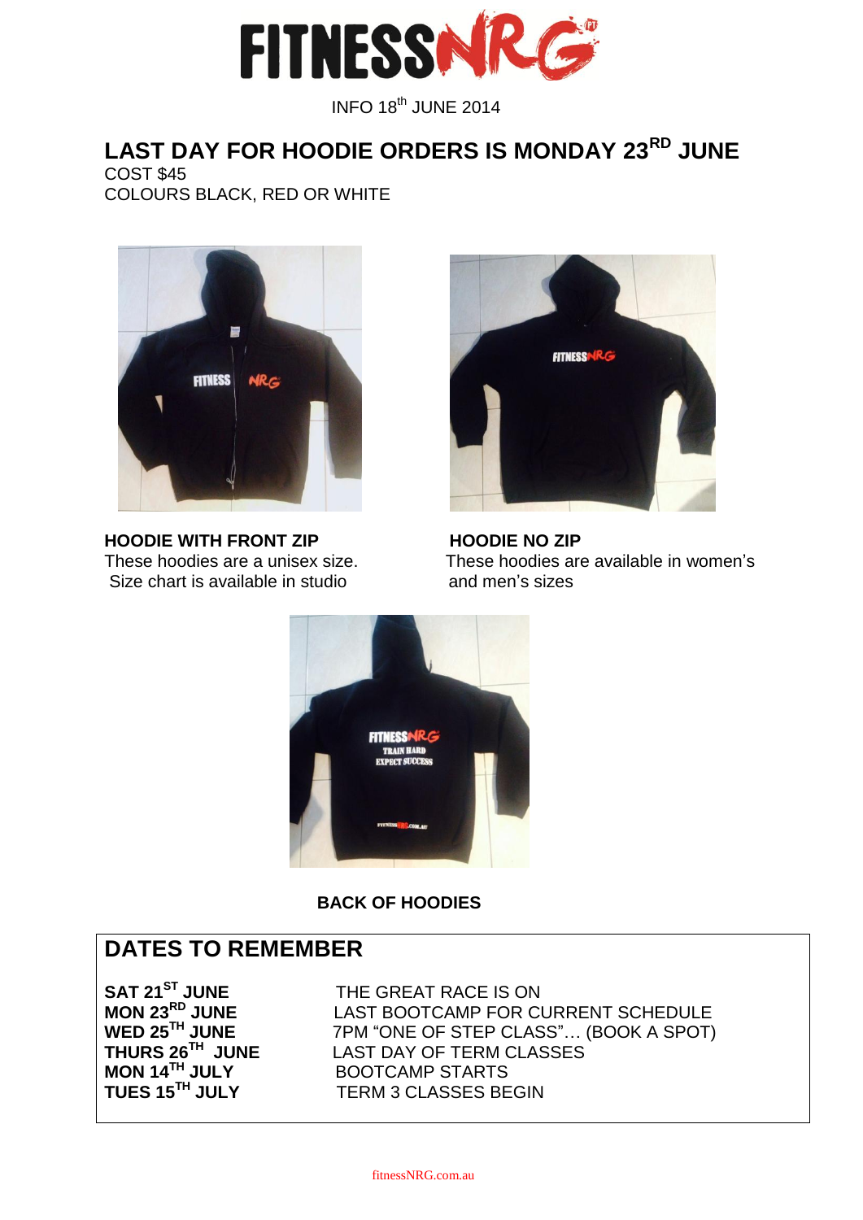# FITNESSNRG

INFO 18th JUNE 2014

## LAST DAY FOR HOODIE ORDERS IS MONDAY 23RD JUNE

COST $45
COLOURS BLACK, RED OR WHITE

**HOODIE WITH FRONT ZIP**
These hoodies are a unisex size.
Size chart is available in studio

**HOODIE NO ZIP**
These hoodies are available in women's and men's sizes

**BACK OF HOODIES**

## DATES TO REMEMBER

| | |
|---|---|
| **SAT 21ST JUNE** | THE GREAT RACE IS ON |
| **MON 23RD JUNE** | LAST BOOTCAMP FOR CURRENT SCHEDULE |
| **WED 25TH JUNE** | 7PM "ONE OF STEP CLASS"… (BOOK A SPOT) |
| **THURS 26TH JUNE** | LAST DAY OF TERM CLASSES |
| **MON 14TH JULY** | BOOTCAMP STARTS |
| **TUES 15TH JULY** | TERM 3 CLASSES BEGIN |

fitnessNRG.com.au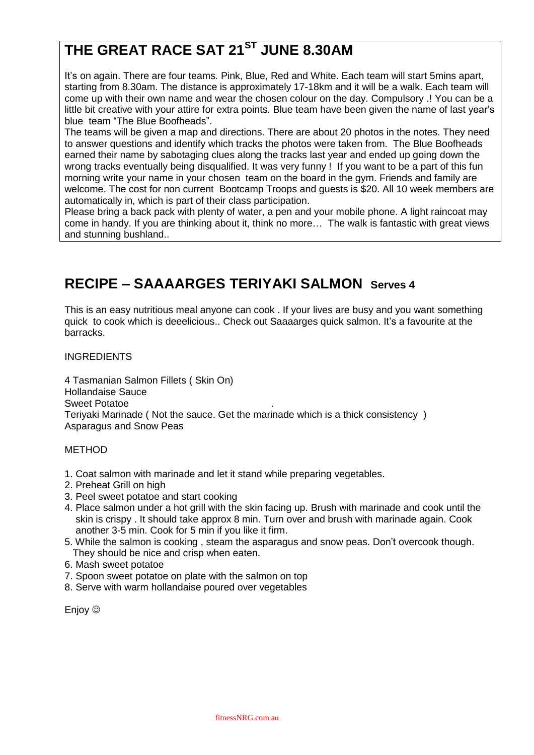# THE GREAT RACE SAT 21ST JUNE 8.30AM

It's on again. There are four teams. Pink, Blue, Red and White. Each team will start 5mins apart, starting from 8.30am. The distance is approximately 17-18km and it will be a walk. Each team will come up with their own name and wear the chosen colour on the day. Compulsory .! You can be a little bit creative with your attire for extra points. Blue team have been given the name of last year's blue team "The Blue Boofheads".

The teams will be given a map and directions. There are about 20 photos in the notes. They need to answer questions and identify which tracks the photos were taken from. The Blue Boofheads earned their name by sabotaging clues along the tracks last year and ended up going down the wrong tracks eventually being disqualified. It was very funny ! If you want to be a part of this fun morning write your name in your chosen team on the board in the gym. Friends and family are welcome. The cost for non current Bootcamp Troops and guests is $20. All 10 week members are automatically in, which is part of their class participation.

Please bring a back pack with plenty of water, a pen and your mobile phone. A light raincoat may come in handy. If you are thinking about it, think no more… The walk is fantastic with great views and stunning bushland..

# RECIPE – SAAAARGES TERIYAKI SALMON **Serves 4**

This is an easy nutritious meal anyone can cook . If your lives are busy and you want something quick to cook which is deeelicious.. Check out Saaaarges quick salmon. It's a favourite at the barracks.

INGREDIENTS

4 Tasmanian Salmon Fillets ( Skin On)
Hollandaise Sauce
Sweet Potatoe
Teriyaki Marinade ( Not the sauce. Get the marinade which is a thick consistency )
Asparagus and Snow Peas

METHOD

1. Coat salmon with marinade and let it stand while preparing vegetables.
2. Preheat Grill on high
3. Peel sweet potatoe and start cooking
4. Place salmon under a hot grill with the skin facing up. Brush with marinade and cook until the skin is crispy . It should take approx 8 min. Turn over and brush with marinade again. Cook another 3-5 min. Cook for 5 min if you like it firm.
5. While the salmon is cooking , steam the asparagus and snow peas. Don't overcook though. They should be nice and crisp when eaten.
6. Mash sweet potatoe
7. Spoon sweet potatoe on plate with the salmon on top
8. Serve with warm hollandaise poured over vegetables

Enjoy ☺